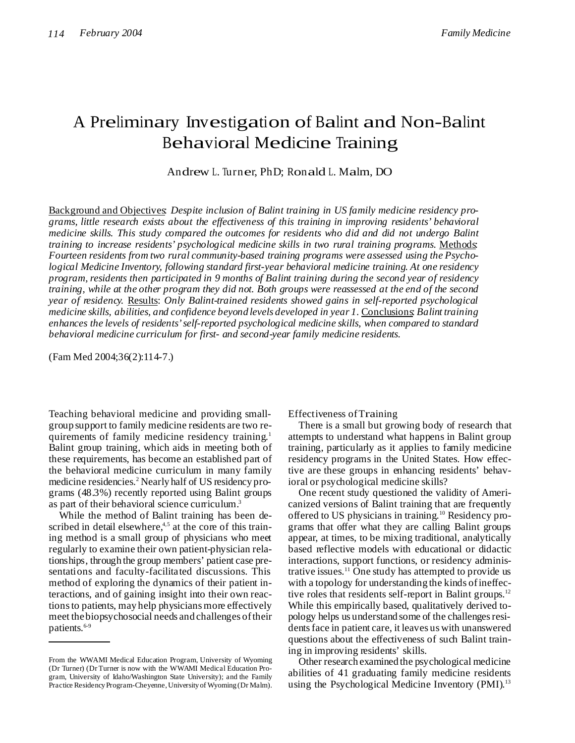# A Preliminary Investigation of Balint and Non-Balint Behavioral Medicine Training

Andrew L. Turner, PhD; Ronald L. Malm, DO

Background and Objectives: *Despite inclusion of Balint training in US family medicine residency programs, little research exists about the effectiveness of this training in improving residents' behavioral medicine skills. This study compared the outcomes for residents who did and did not undergo Balint training to increase residents' psychological medicine skills in two rural training programs.* Methods: *Fourteen residents from two rural community-based training programs were assessed using the Psychological Medicine Inventory, following standard first-year behavioral medicine training. At one residency program, residents then participated in 9 months of Balint training during the second year of residency training, while at the other program they did not. Both groups were reassessed at the end of the second year of residency.* Results: *Only Balint-trained residents showed gains in self-reported psychological medicine skills, abilities, and confidence beyond levels developed in year 1.* Conclusions: *Balint training enhances the levels of residents' self-reported psychological medicine skills, when compared to standard behavioral medicine curriculum for first- and second-year family medicine residents.*

(Fam Med 2004;36(2):114-7.)

Teaching behavioral medicine and providing small-group support to family medicine residents are two requirements of family medicine residency training.[1] Balint group training, which aids in meeting both of these requirements, has become an established part of the behavioral medicine curriculum in many family medicine residencies.[2] Nearly half of US residency programs (48.3%) recently reported using Balint groups as part of their behavioral science curriculum.[3]

While the method of Balint training has been described in detail elsewhere,[4,5] at the core of this training method is a small group of physicians who meet regularly to examine their own patient-physician relationships, through the group members' patient case presentations and faculty-facilitated discussions. This method of exploring the dynamics of their patient interactions, and of gaining insight into their own reactions to patients, may help physicians more effectively meet the biopsychosocial needs and challenges of their patients.[6-9]

From the WWAMI Medical Education Program, University of Wyoming (Dr Turner) (Dr Turner is now with the WWAMI Medical Education Program, University of Idaho/Washington State University); and the Family Practice Residency Program-Cheyenne, University of Wyoming (Dr Malm).

## Effectiveness of Training

There is a small but growing body of research that attempts to understand what happens in Balint group training, particularly as it applies to family medicine residency programs in the United States. How effective are these groups in enhancing residents' behavioral or psychological medicine skills?

One recent study questioned the validity of Americanized versions of Balint training that are frequently offered to US physicians in training.[10] Residency programs that offer what they are calling Balint groups appear, at times, to be mixing traditional, analytically based reflective models with educational or didactic interactions, support functions, or residency administrative issues.[11] One study has attempted to provide us with a topology for understanding the kinds of ineffective roles that residents self-report in Balint groups.[12] While this empirically based, qualitatively derived topology helps us understand some of the challenges residents face in patient care, it leaves us with unanswered questions about the effectiveness of such Balint training in improving residents' skills.

Other research examined the psychological medicine abilities of 41 graduating family medicine residents using the Psychological Medicine Inventory (PMI).[13]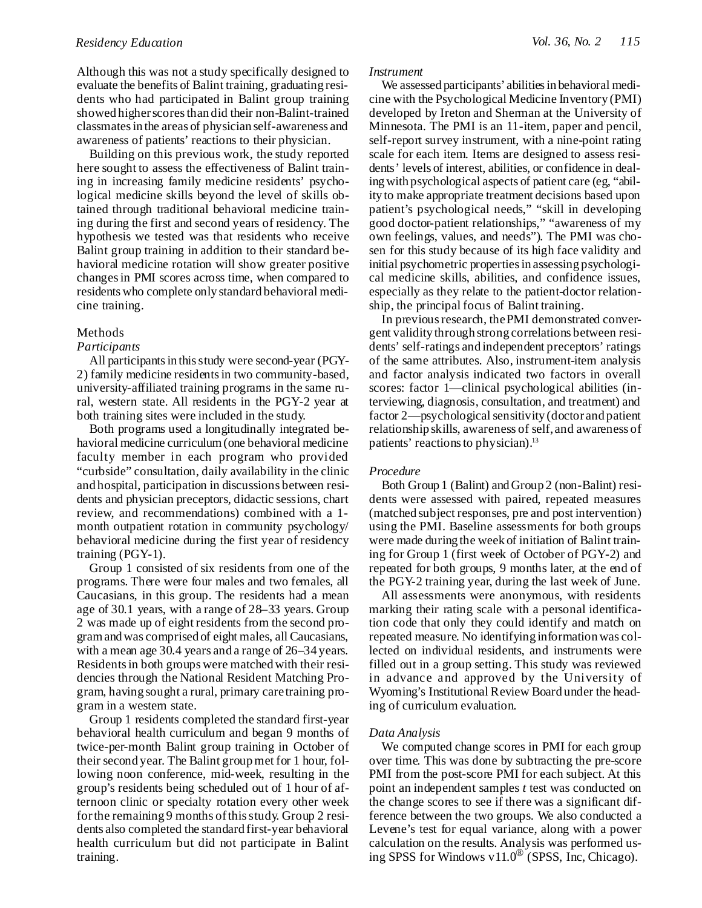Although this was not a study specifically designed to evaluate the benefits of Balint training, graduating residents who had participated in Balint group training showed higher scores than did their non-Balint-trained classmates in the areas of physician self-awareness and awareness of patients' reactions to their physician.

Building on this previous work, the study reported here sought to assess the effectiveness of Balint training in increasing family medicine residents' psychological medicine skills beyond the level of skills obtained through traditional behavioral medicine training during the first and second years of residency. The hypothesis we tested was that residents who receive Balint group training in addition to their standard behavioral medicine rotation will show greater positive changes in PMI scores across time, when compared to residents who complete only standard behavioral medicine training.

## Methods

### *Participants*

All participants in this study were second-year (PGY-2) family medicine residents in two community-based, university-affiliated training programs in the same rural, western state. All residents in the PGY-2 year at both training sites were included in the study.

Both programs used a longitudinally integrated behavioral medicine curriculum (one behavioral medicine faculty member in each program who provided "curbside" consultation, daily availability in the clinic and hospital, participation in discussions between residents and physician preceptors, didactic sessions, chart review, and recommendations) combined with a 1-month outpatient rotation in community psychology/behavioral medicine during the first year of residency training (PGY-1).

Group 1 consisted of six residents from one of the programs. There were four males and two females, all Caucasians, in this group. The residents had a mean age of 30.1 years, with a range of 28–33 years. Group 2 was made up of eight residents from the second program and was comprised of eight males, all Caucasians, with a mean age 30.4 years and a range of 26–34 years. Residents in both groups were matched with their residencies through the National Resident Matching Program, having sought a rural, primary care training program in a western state.

Group 1 residents completed the standard first-year behavioral health curriculum and began 9 months of twice-per-month Balint group training in October of their second year. The Balint group met for 1 hour, following noon conference, mid-week, resulting in the group's residents being scheduled out of 1 hour of afternoon clinic or specialty rotation every other week for the remaining 9 months of this study. Group 2 residents also completed the standard first-year behavioral health curriculum but did not participate in Balint training.

### *Instrument*

We assessed participants' abilities in behavioral medicine with the Psychological Medicine Inventory (PMI) developed by Ireton and Sherman at the University of Minnesota. The PMI is an 11-item, paper and pencil, self-report survey instrument, with a nine-point rating scale for each item. Items are designed to assess residents' levels of interest, abilities, or confidence in dealing with psychological aspects of patient care (eg, "ability to make appropriate treatment decisions based upon patient's psychological needs," "skill in developing good doctor-patient relationships," "awareness of my own feelings, values, and needs"). The PMI was chosen for this study because of its high face validity and initial psychometric properties in assessing psychological medicine skills, abilities, and confidence issues, especially as they relate to the patient-doctor relationship, the principal focus of Balint training.

In previous research, the PMI demonstrated convergent validity through strong correlations between residents' self-ratings and independent preceptors' ratings of the same attributes. Also, instrument-item analysis and factor analysis indicated two factors in overall scores: factor 1—clinical psychological abilities (interviewing, diagnosis, consultation, and treatment) and factor 2—psychological sensitivity (doctor and patient relationship skills, awareness of self, and awareness of patients' reactions to physician).[13]

### *Procedure*

Both Group 1 (Balint) and Group 2 (non-Balint) residents were assessed with paired, repeated measures (matched subject responses, pre and post intervention) using the PMI. Baseline assessments for both groups were made during the week of initiation of Balint training for Group 1 (first week of October of PGY-2) and repeated for both groups, 9 months later, at the end of the PGY-2 training year, during the last week of June.

All assessments were anonymous, with residents marking their rating scale with a personal identification code that only they could identify and match on repeated measure. No identifying information was collected on individual residents, and instruments were filled out in a group setting. This study was reviewed in advance and approved by the University of Wyoming's Institutional Review Board under the heading of curriculum evaluation.

### *Data Analysis*

We computed change scores in PMI for each group over time. This was done by subtracting the pre-score PMI from the post-score PMI for each subject. At this point an independent samples *t* test was conducted on the change scores to see if there was a significant difference between the two groups. We also conducted a Levene's test for equal variance, along with a power calculation on the results. Analysis was performed using SPSS for Windows v11.0® (SPSS, Inc, Chicago).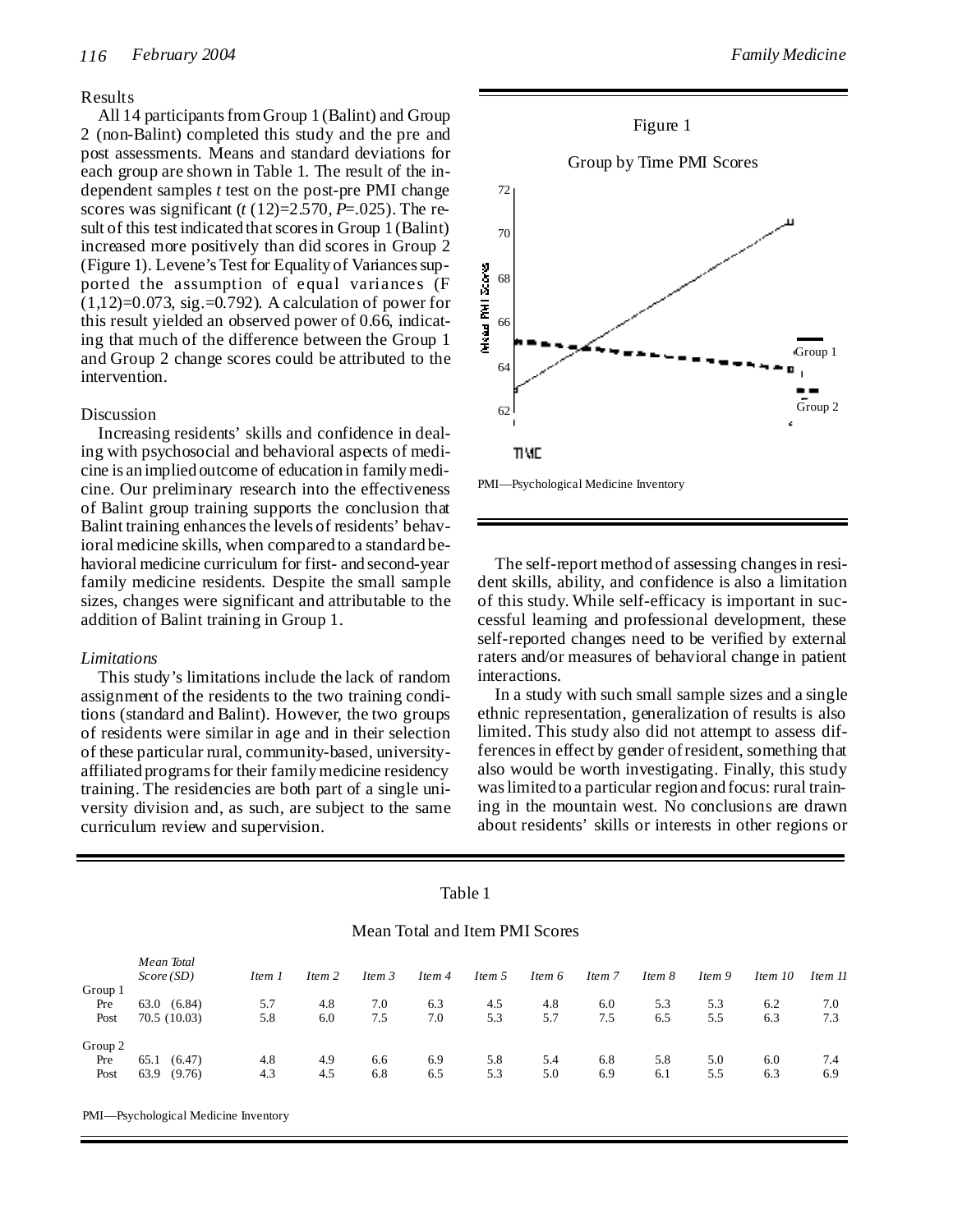## Results

All 14 participants from Group 1 (Balint) and Group 2 (non-Balint) completed this study and the pre and post assessments. Means and standard deviations for each group are shown in Table 1. The result of the independent samples *t* test on the post-pre PMI change scores was significant ($t(12)=2.570$, $P=.025$). The result of this test indicated that scores in Group 1 (Balint) increased more positively than did scores in Group 2 (Figure 1). Levene's Test for Equality of Variances supported the assumption of equal variances ($F(1,12)=0.073$, sig.=0.792). A calculation of power for this result yielded an observed power of 0.66, indicating that much of the difference between the Group 1 and Group 2 change scores could be attributed to the intervention.

Figure 1

Group by Time PMI Scores

PMI—Psychological Medicine Inventory

## Discussion

Increasing residents' skills and confidence in dealing with psychosocial and behavioral aspects of medicine is an implied outcome of education in family medicine. Our preliminary research into the effectiveness of Balint group training supports the conclusion that Balint training enhances the levels of residents' behavioral medicine skills, when compared to a standard behavioral medicine curriculum for first- and second-year family medicine residents. Despite the small sample sizes, changes were significant and attributable to the addition of Balint training in Group 1.

### *Limitations*

This study's limitations include the lack of random assignment of the residents to the two training conditions (standard and Balint). However, the two groups of residents were similar in age and in their selection of these particular rural, community-based, university-affiliated programs for their family medicine residency training. The residencies are both part of a single university division and, as such, are subject to the same curriculum review and supervision.

The self-report method of assessing changes in resident skills, ability, and confidence is also a limitation of this study. While self-efficacy is important in successful learning and professional development, these self-reported changes need to be verified by external raters and/or measures of behavioral change in patient interactions.

In a study with such small sample sizes and a single ethnic representation, generalization of results is also limited. This study also did not attempt to assess differences in effect by gender of resident, something that also would be worth investigating. Finally, this study was limited to a particular region and focus: rural training in the mountain west. No conclusions are drawn about residents' skills or interests in other regions or

Table 1

Mean Total and Item PMI Scores

| | *Mean Total Score (SD)* | *Item 1* | *Item 2* | *Item 3* | *Item 4* | *Item 5* | *Item 6* | *Item 7* | *Item 8* | *Item 9* | *Item 10* | *Item 11* |
|---|---|---|---|---|---|---|---|---|---|---|---|---|
| Group 1 | | | | | | | | | | | | |
| Pre | 63.0 (6.84) | 5.7 | 4.8 | 7.0 | 6.3 | 4.5 | 4.8 | 6.0 | 5.3 | 5.3 | 6.2 | 7.0 |
| Post | 70.5 (10.03) | 5.8 | 6.0 | 7.5 | 7.0 | 5.3 | 5.7 | 7.5 | 6.5 | 5.5 | 6.3 | 7.3 |
| Group 2 | | | | | | | | | | | | |
| Pre | 65.1 (6.47) | 4.8 | 4.9 | 6.6 | 6.9 | 5.8 | 5.4 | 6.8 | 5.8 | 5.0 | 6.0 | 7.4 |
| Post | 63.9 (9.76) | 4.3 | 4.5 | 6.8 | 6.5 | 5.3 | 5.0 | 6.9 | 6.1 | 5.5 | 6.3 | 6.9 |

PMI—Psychological Medicine Inventory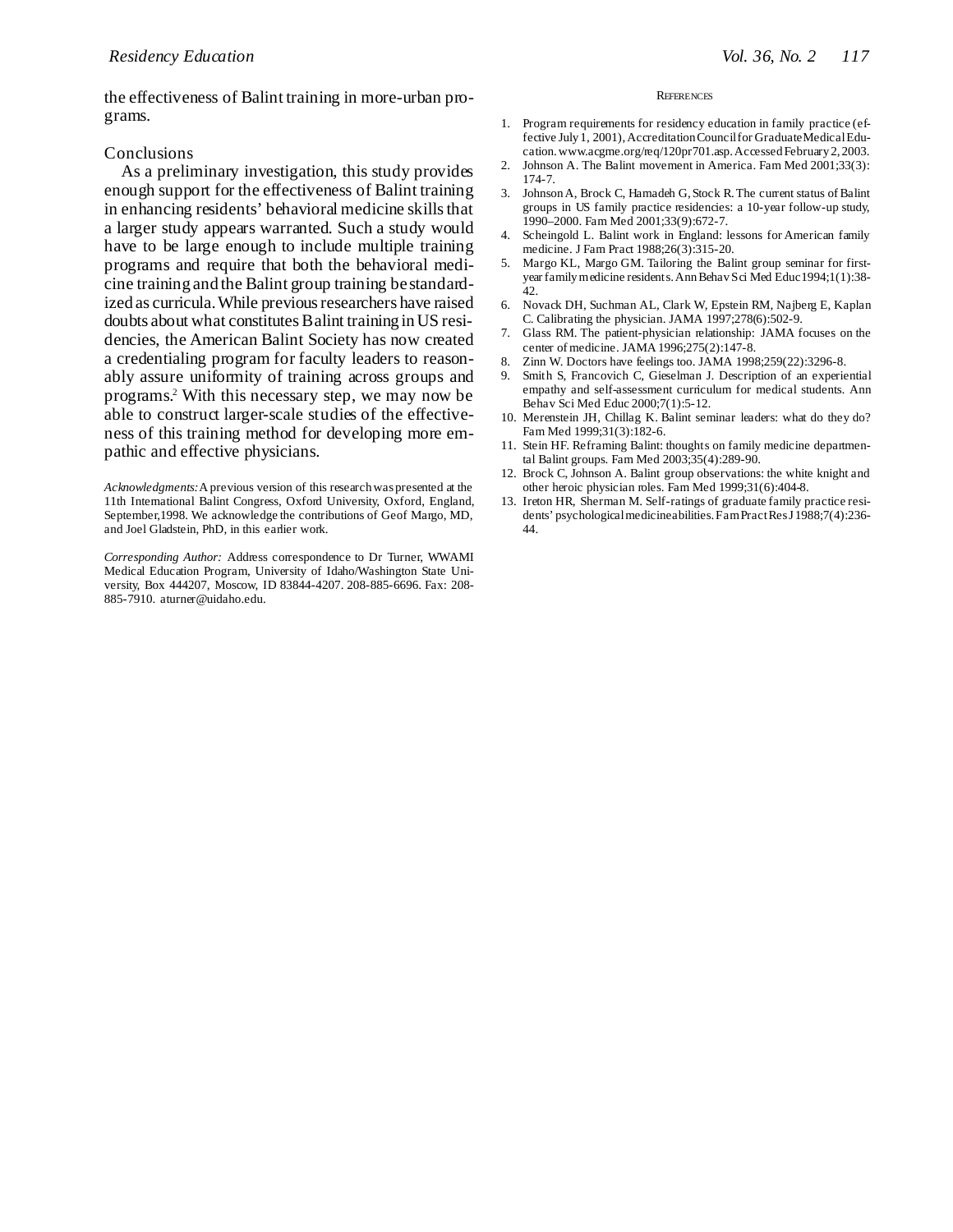the effectiveness of Balint training in more-urban programs.

## Conclusions

As a preliminary investigation, this study provides enough support for the effectiveness of Balint training in enhancing residents' behavioral medicine skills that a larger study appears warranted. Such a study would have to be large enough to include multiple training programs and require that both the behavioral medicine training and the Balint group training be standardized as curricula. While previous researchers have raised doubts about what constitutes Balint training in US residencies, the American Balint Society has now created a credentialing program for faculty leaders to reasonably assure uniformity of training across groups and programs.[2] With this necessary step, we may now be able to construct larger-scale studies of the effectiveness of this training method for developing more empathic and effective physicians.

*Acknowledgments:* A previous version of this research was presented at the 11th International Balint Congress, Oxford University, Oxford, England, September,1998. We acknowledge the contributions of Geof Margo, MD, and Joel Gladstein, PhD, in this earlier work.

*Corresponding Author:* Address correspondence to Dr Turner, WWAMI Medical Education Program, University of Idaho/Washington State University, Box 444207, Moscow, ID 83844-4207. 208-885-6696. Fax: 208-885-7910. aturner@uidaho.edu.

## References

1. Program requirements for residency education in family practice (effective July 1, 2001), Accreditation Council for Graduate Medical Education. www.acgme.org/req/120pr701.asp. Accessed February 2, 2003.
2. Johnson A. The Balint movement in America. Fam Med 2001;33(3):174-7.
3. Johnson A, Brock C, Hamadeh G, Stock R. The current status of Balint groups in US family practice residencies: a 10-year follow-up study, 1990–2000. Fam Med 2001;33(9):672-7.
4. Scheingold L. Balint work in England: lessons for American family medicine. J Fam Pract 1988;26(3):315-20.
5. Margo KL, Margo GM. Tailoring the Balint group seminar for first-year family medicine residents. Ann Behav Sci Med Educ 1994;1(1):38-42.
6. Novack DH, Suchman AL, Clark W, Epstein RM, Najberg E, Kaplan C. Calibrating the physician. JAMA 1997;278(6):502-9.
7. Glass RM. The patient-physician relationship: JAMA focuses on the center of medicine. JAMA 1996;275(2):147-8.
8. Zinn W. Doctors have feelings too. JAMA 1998;259(22):3296-8.
9. Smith S, Francovich C, Gieselman J. Description of an experiential empathy and self-assessment curriculum for medical students. Ann Behav Sci Med Educ 2000;7(1):5-12.
10. Merenstein JH, Chillag K. Balint seminar leaders: what do they do? Fam Med 1999;31(3):182-6.
11. Stein HF. Reframing Balint: thoughts on family medicine departmental Balint groups. Fam Med 2003;35(4):289-90.
12. Brock C, Johnson A. Balint group observations: the white knight and other heroic physician roles. Fam Med 1999;31(6):404-8.
13. Ireton HR, Sherman M. Self-ratings of graduate family practice residents' psychological medicine abilities. Fam Pract Res J 1988;7(4):236-44.